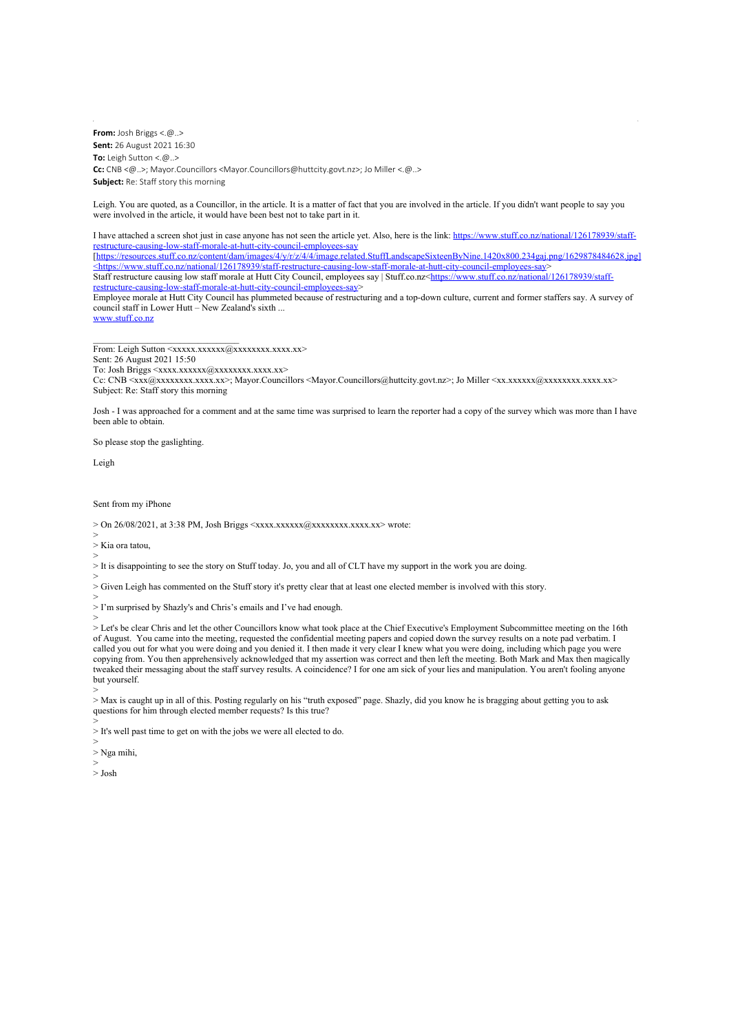**From:** Josh Briggs <.@..>
**Sent:** 26 August 2021 16:30
**To:** Leigh Sutton <.@..>
**Cc:** CNB <@..>; Mayor.Councillors <Mayor.Councillors@huttcity.govt.nz>; Jo Miller <.@..>
**Subject:** Re: Staff story this morning

Leigh. You are quoted, as a Councillor, in the article. It is a matter of fact that you are involved in the article. If you didn't want people to say you were involved in the article, it would have been best not to take part in it.

I have attached a screen shot just in case anyone has not seen the article yet. Also, here is the link: https://www.stuff.co.nz/national/126178939/staff-restructure-causing-low-staff-morale-at-hutt-city-council-employees-say
[https://resources.stuff.co.nz/content/dam/images/4/y/r/z/4/4/image.related.StuffLandscapeSixteenByNine.1420x800.234gaj.png/1629878484628.jpg]<https://www.stuff.co.nz/national/126178939/staff-restructure-causing-low-staff-morale-at-hutt-city-council-employees-say>
Staff restructure causing low staff morale at Hutt City Council, employees say | Stuff.co.nz<https://www.stuff.co.nz/national/126178939/staff-restructure-causing-low-staff-morale-at-hutt-city-council-employees-say>
Employee morale at Hutt City Council has plummeted because of restructuring and a top-down culture, current and former staffers say. A survey of council staff in Lower Hutt – New Zealand's sixth ...
www.stuff.co.nz

---

From: Leigh Sutton <xxxxx.xxxxxx@xxxxxxxx.xxxx.xx>
Sent: 26 August 2021 15:50
To: Josh Briggs <xxxx.xxxxxx@xxxxxxxx.xxxx.xx>
Cc: CNB <xxx@xxxxxxxx.xxxx.xx>; Mayor.Councillors <Mayor.Councillors@huttcity.govt.nz>; Jo Miller <xx.xxxxxx@xxxxxxxx.xxxx.xx>
Subject: Re: Staff story this morning

Josh - I was approached for a comment and at the same time was surprised to learn the reporter had a copy of the survey which was more than I have been able to obtain.

So please stop the gaslighting.

Leigh

Sent from my iPhone

> On 26/08/2021, at 3:38 PM, Josh Briggs <xxxx.xxxxxx@xxxxxxxx.xxxx.xx> wrote:
>
> Kia ora tatou,
>
> It is disappointing to see the story on Stuff today. Jo, you and all of CLT have my support in the work you are doing.
>
> Given Leigh has commented on the Stuff story it's pretty clear that at least one elected member is involved with this story.
>
> I'm surprised by Shazly's and Chris's emails and I've had enough.
>
> Let's be clear Chris and let the other Councillors know what took place at the Chief Executive's Employment Subcommittee meeting on the 16th of August. You came into the meeting, requested the confidential meeting papers and copied down the survey results on a note pad verbatim. I called you out for what you were doing and you denied it. I then made it very clear I knew what you were doing, including which page you were copying from. You then apprehensively acknowledged that my assertion was correct and then left the meeting. Both Mark and Max then magically tweaked their messaging about the staff survey results. A coincidence? I for one am sick of your lies and manipulation. You aren't fooling anyone but yourself.
>
> Max is caught up in all of this. Posting regularly on his "truth exposed" page. Shazly, did you know he is bragging about getting you to ask questions for him through elected member requests? Is this true?
>
> It's well past time to get on with the jobs we were all elected to do.
>
> Nga mihi,
>
> Josh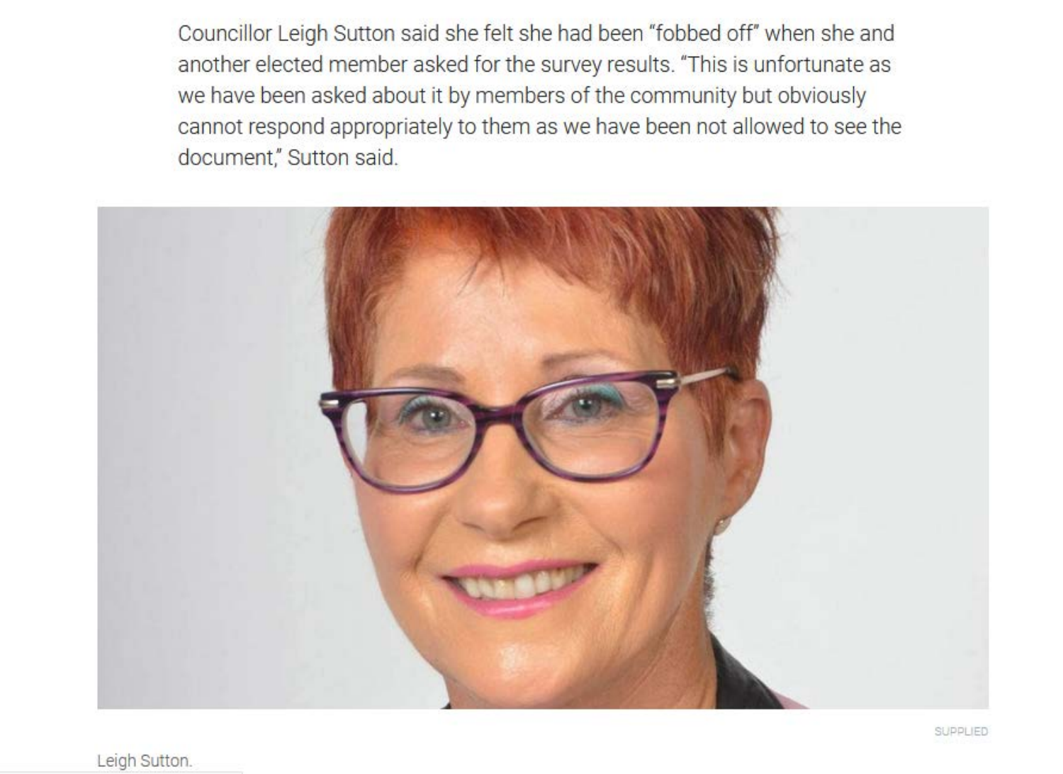Councillor Leigh Sutton said she felt she had been "fobbed off" when she and another elected member asked for the survey results. "This is unfortunate as we have been asked about it by members of the community but obviously cannot respond appropriately to them as we have been not allowed to see the document," Sutton said.

SUPPLIED

Leigh Sutton.